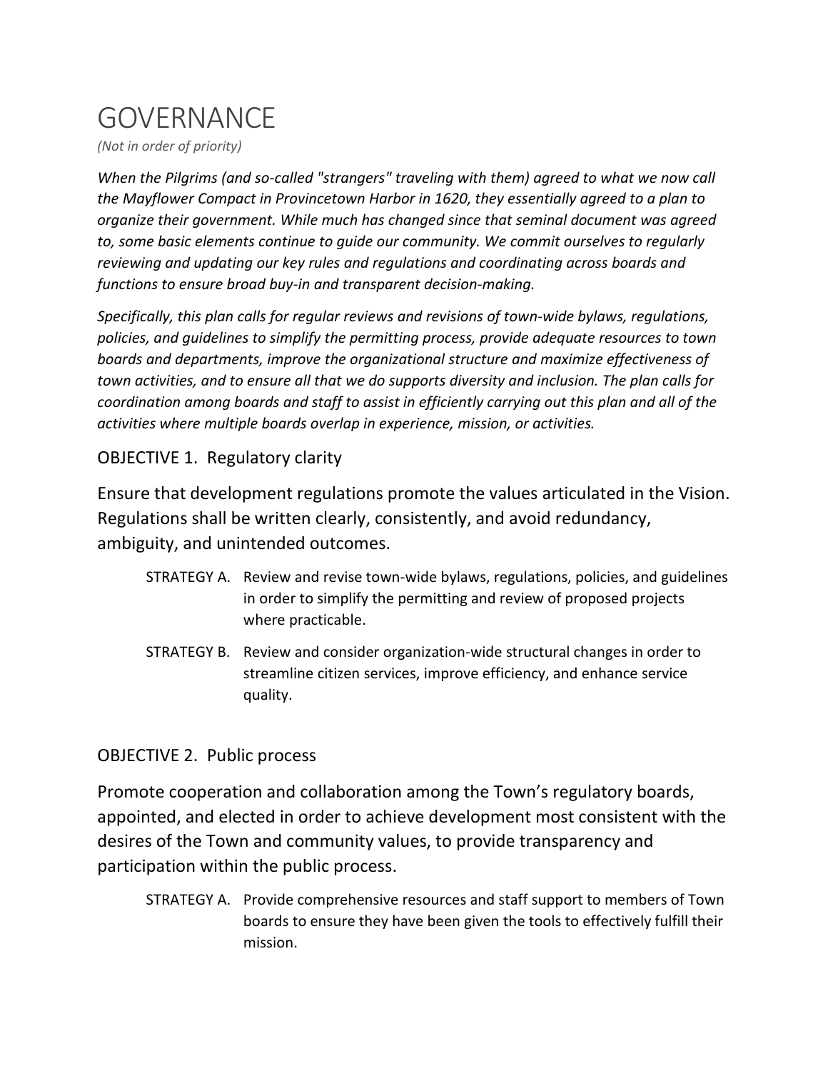# GOVERNANCE

*(Not in order of priority)*

*When the Pilgrims (and so-called "strangers" traveling with them) agreed to what we now call the Mayflower Compact in Provincetown Harbor in 1620, they essentially agreed to a plan to organize their government. While much has changed since that seminal document was agreed to, some basic elements continue to guide our community. We commit ourselves to regularly reviewing and updating our key rules and regulations and coordinating across boards and functions to ensure broad buy-in and transparent decision-making.*

*Specifically, this plan calls for regular reviews and revisions of town-wide bylaws, regulations, policies, and guidelines to simplify the permitting process, provide adequate resources to town boards and departments, improve the organizational structure and maximize effectiveness of town activities, and to ensure all that we do supports diversity and inclusion. The plan calls for coordination among boards and staff to assist in efficiently carrying out this plan and all of the activities where multiple boards overlap in experience, mission, or activities.*

## OBJECTIVE 1. Regulatory clarity

Ensure that development regulations promote the values articulated in the Vision. Regulations shall be written clearly, consistently, and avoid redundancy, ambiguity, and unintended outcomes.

STRATEGY A. Review and revise town-wide bylaws, regulations, policies, and guidelines in order to simplify the permitting and review of proposed projects where practicable.

STRATEGY B. Review and consider organization-wide structural changes in order to streamline citizen services, improve efficiency, and enhance service quality.

## OBJECTIVE 2. Public process

Promote cooperation and collaboration among the Town's regulatory boards, appointed, and elected in order to achieve development most consistent with the desires of the Town and community values, to provide transparency and participation within the public process.

STRATEGY A. Provide comprehensive resources and staff support to members of Town boards to ensure they have been given the tools to effectively fulfill their mission.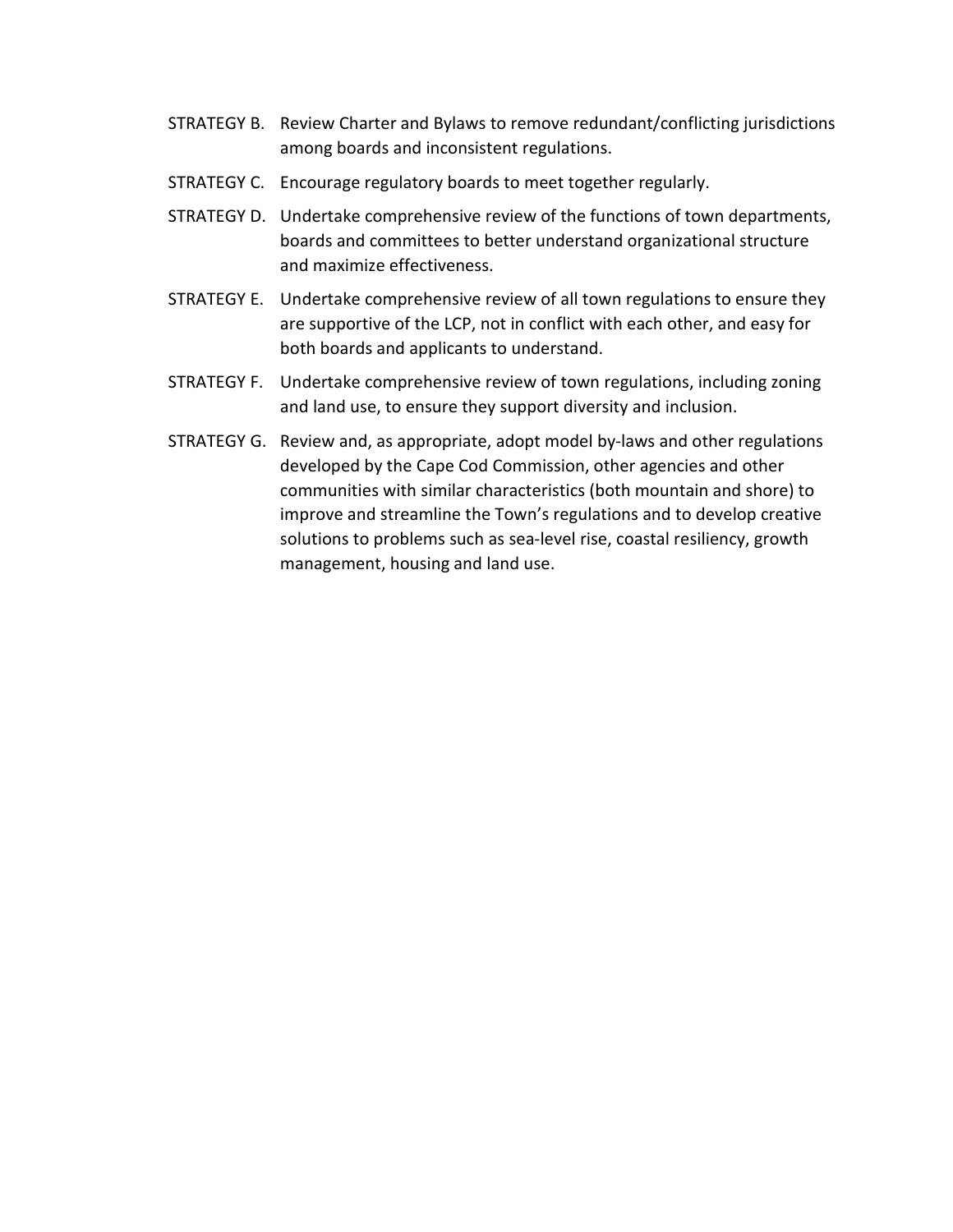STRATEGY B. Review Charter and Bylaws to remove redundant/conflicting jurisdictions among boards and inconsistent regulations.

STRATEGY C. Encourage regulatory boards to meet together regularly.

STRATEGY D. Undertake comprehensive review of the functions of town departments, boards and committees to better understand organizational structure and maximize effectiveness.

STRATEGY E. Undertake comprehensive review of all town regulations to ensure they are supportive of the LCP, not in conflict with each other, and easy for both boards and applicants to understand.

STRATEGY F. Undertake comprehensive review of town regulations, including zoning and land use, to ensure they support diversity and inclusion.

STRATEGY G. Review and, as appropriate, adopt model by-laws and other regulations developed by the Cape Cod Commission, other agencies and other communities with similar characteristics (both mountain and shore) to improve and streamline the Town's regulations and to develop creative solutions to problems such as sea-level rise, coastal resiliency, growth management, housing and land use.